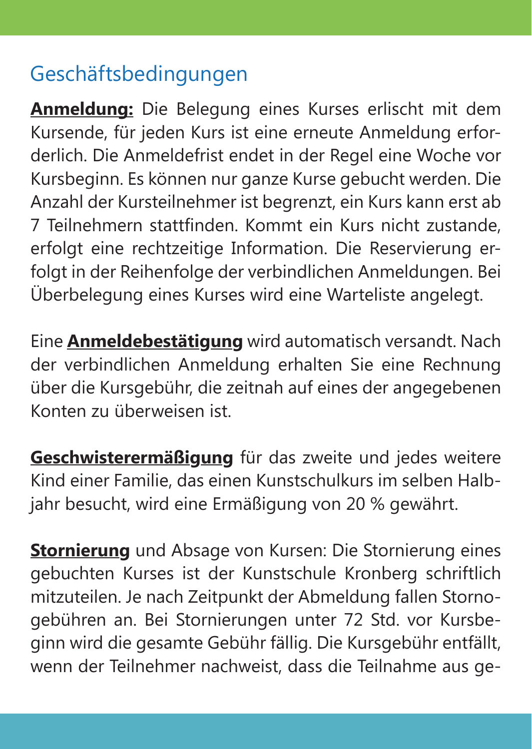## Geschäftsbedingungen

**Anmeldung:** Die Belegung eines Kurses erlischt mit dem Kursende, für jeden Kurs ist eine erneute Anmeldung erforderlich. Die Anmeldefrist endet in der Regel eine Woche vor Kursbeginn. Es können nur ganze Kurse gebucht werden. Die Anzahl der Kursteilnehmer ist begrenzt, ein Kurs kann erst ab 7 Teilnehmern stattfinden. Kommt ein Kurs nicht zustande, erfolgt eine rechtzeitige Information. Die Reservierung erfolgt in der Reihenfolge der verbindlichen Anmeldungen. Bei Überbelegung eines Kurses wird eine Warteliste angelegt.

Eine **Anmeldebestätigung** wird automatisch versandt. Nach der verbindlichen Anmeldung erhalten Sie eine Rechnung über die Kursgebühr, die zeitnah auf eines der angegebenen Konten zu überweisen ist.

**Geschwisterermäßigung** für das zweite und jedes weitere Kind einer Familie, das einen Kunstschulkurs im selben Halbjahr besucht, wird eine Ermäßigung von 20 % gewährt.

**Stornierung** und Absage von Kursen: Die Stornierung eines gebuchten Kurses ist der Kunstschule Kronberg schriftlich mitzuteilen. Je nach Zeitpunkt der Abmeldung fallen Stornogebühren an. Bei Stornierungen unter 72 Std. vor Kursbeginn wird die gesamte Gebühr fällig. Die Kursgebühr entfällt, wenn der Teilnehmer nachweist, dass die Teilnahme aus ge-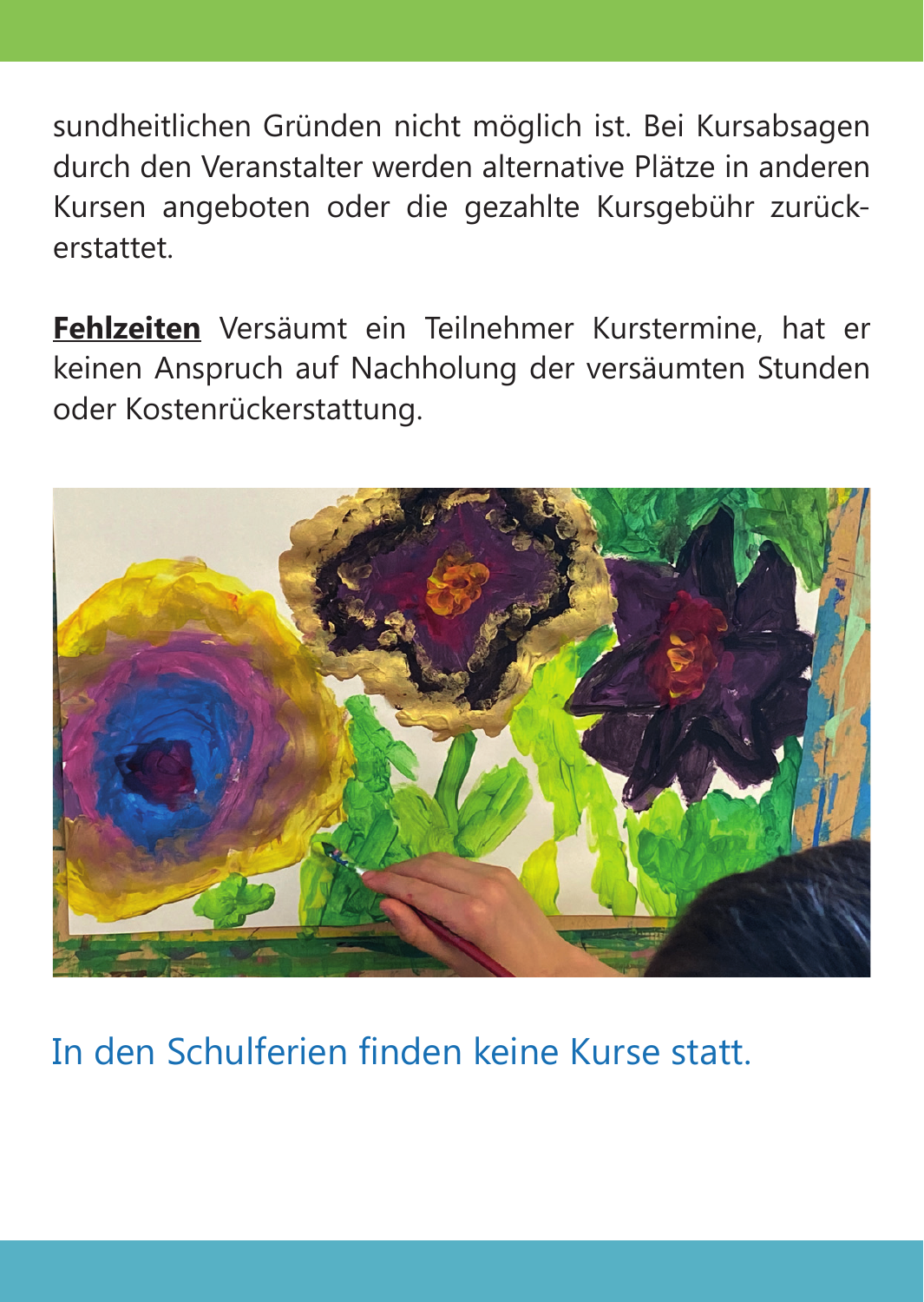sundheitlichen Gründen nicht möglich ist. Bei Kursabsagen durch den Veranstalter werden alternative Plätze in anderen Kursen angeboten oder die gezahlte Kursgebühr zurückerstattet.

**Fehlzeiten** Versäumt ein Teilnehmer Kurstermine, hat er keinen Anspruch auf Nachholung der versäumten Stunden oder Kostenrückerstattung.

In den Schulferien finden keine Kurse statt.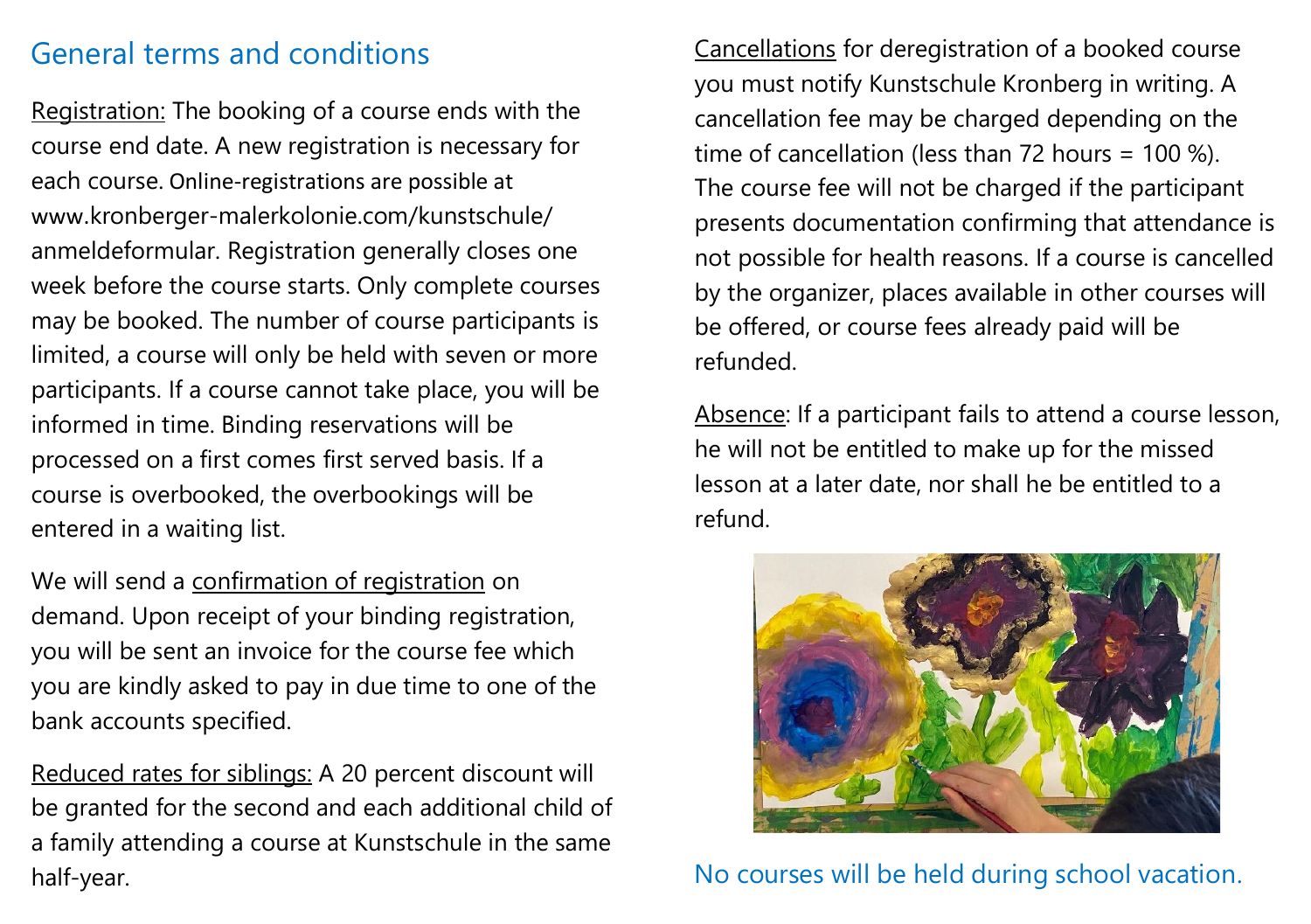## General terms and conditions

Registration: The booking of a course ends with the course end date. A new registration is necessary for each course. Online-registrations are possible at www.kronberger-malerkolonie.com/kunstschule/anmeldeformular. Registration generally closes one week before the course starts. Only complete courses may be booked. The number of course participants is limited, a course will only be held with seven or more participants. If a course cannot take place, you will be informed in time. Binding reservations will be processed on a first comes first served basis. If a course is overbooked, the overbookings will be entered in a waiting list.

We will send a confirmation of registration on demand. Upon receipt of your binding registration, you will be sent an invoice for the course fee which you are kindly asked to pay in due time to one of the bank accounts specified.

Reduced rates for siblings: A 20 percent discount will be granted for the second and each additional child of a family attending a course at Kunstschule in the same half-year.

Cancellations for deregistration of a booked course you must notify Kunstschule Kronberg in writing. A cancellation fee may be charged depending on the time of cancellation (less than 72 hours = 100 %). The course fee will not be charged if the participant presents documentation confirming that attendance is not possible for health reasons. If a course is cancelled by the organizer, places available in other courses will be offered, or course fees already paid will be refunded.

Absence: If a participant fails to attend a course lesson, he will not be entitled to make up for the missed lesson at a later date, nor shall he be entitled to a refund.

No courses will be held during school vacation.